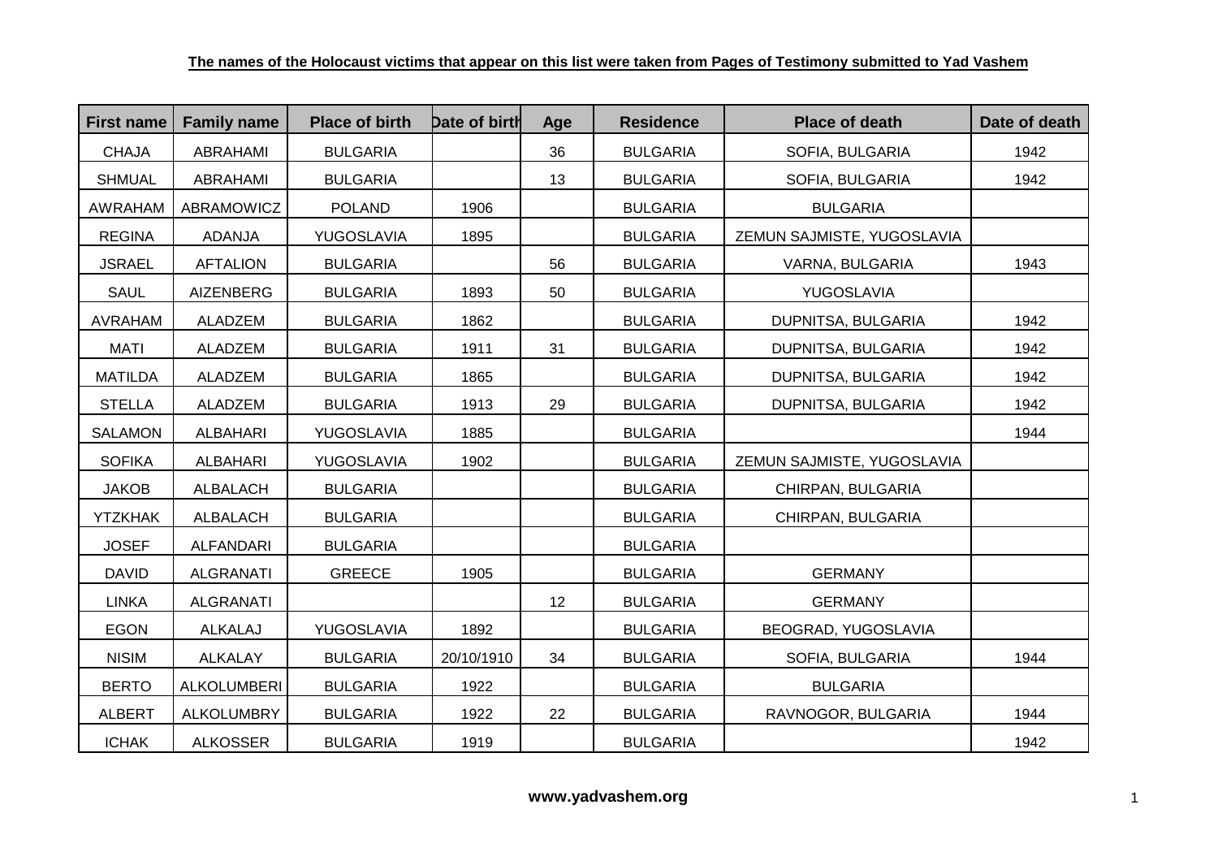**The names of the Holocaust victims that appear on this list were taken from Pages of Testimony submitted to Yad Vashem**

| First name | Family name | Place of birth | Date of birth | Age | Residence | Place of death | Date of death |
|---|---|---|---|---|---|---|---|
| CHAJA | ABRAHAMI | BULGARIA | | 36 | BULGARIA | SOFIA, BULGARIA | 1942 |
| SHMUAL | ABRAHAMI | BULGARIA | | 13 | BULGARIA | SOFIA, BULGARIA | 1942 |
| AWRAHAM | ABRAMOWICZ | POLAND | 1906 | | BULGARIA | BULGARIA | |
| REGINA | ADANJA | YUGOSLAVIA | 1895 | | BULGARIA | ZEMUN SAJMISTE, YUGOSLAVIA | |
| JSRAEL | AFTALION | BULGARIA | | 56 | BULGARIA | VARNA, BULGARIA | 1943 |
| SAUL | AIZENBERG | BULGARIA | 1893 | 50 | BULGARIA | YUGOSLAVIA | |
| AVRAHAM | ALADZEM | BULGARIA | 1862 | | BULGARIA | DUPNITSA, BULGARIA | 1942 |
| MATI | ALADZEM | BULGARIA | 1911 | 31 | BULGARIA | DUPNITSA, BULGARIA | 1942 |
| MATILDA | ALADZEM | BULGARIA | 1865 | | BULGARIA | DUPNITSA, BULGARIA | 1942 |
| STELLA | ALADZEM | BULGARIA | 1913 | 29 | BULGARIA | DUPNITSA, BULGARIA | 1942 |
| SALAMON | ALBAHARI | YUGOSLAVIA | 1885 | | BULGARIA | | 1944 |
| SOFIKA | ALBAHARI | YUGOSLAVIA | 1902 | | BULGARIA | ZEMUN SAJMISTE, YUGOSLAVIA | |
| JAKOB | ALBALACH | BULGARIA | | | BULGARIA | CHIRPAN, BULGARIA | |
| YTZKHAK | ALBALACH | BULGARIA | | | BULGARIA | CHIRPAN, BULGARIA | |
| JOSEF | ALFANDARI | BULGARIA | | | BULGARIA | | |
| DAVID | ALGRANATI | GREECE | 1905 | | BULGARIA | GERMANY | |
| LINKA | ALGRANATI | | | 12 | BULGARIA | GERMANY | |
| EGON | ALKALAJ | YUGOSLAVIA | 1892 | | BULGARIA | BEOGRAD, YUGOSLAVIA | |
| NISIM | ALKALAY | BULGARIA | 20/10/1910 | 34 | BULGARIA | SOFIA, BULGARIA | 1944 |
| BERTO | ALKOLUMBERI | BULGARIA | 1922 | | BULGARIA | BULGARIA | |
| ALBERT | ALKOLUMBRY | BULGARIA | 1922 | 22 | BULGARIA | RAVNOGOR, BULGARIA | 1944 |
| ICHAK | ALKOSSER | BULGARIA | 1919 | | BULGARIA | | 1942 |

**www.yadvashem.org**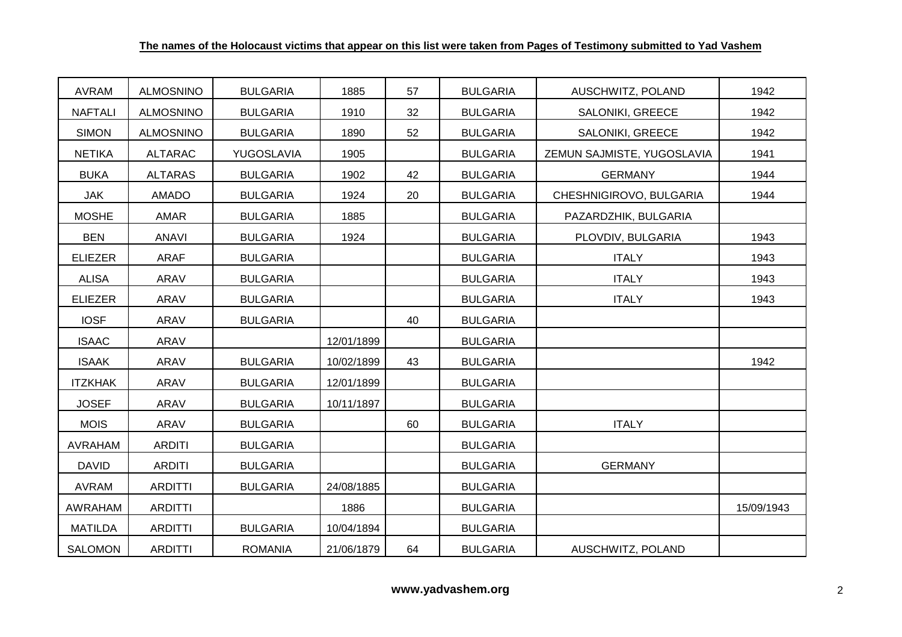**The names of the Holocaust victims that appear on this list were taken from Pages of Testimony submitted to Yad Vashem**

| | | | | | | | |
|---|---|---|---|---|---|---|---|
| AVRAM | ALMOSNINO | BULGARIA | 1885 | 57 | BULGARIA | AUSCHWITZ, POLAND | 1942 |
| NAFTALI | ALMOSNINO | BULGARIA | 1910 | 32 | BULGARIA | SALONIKI, GREECE | 1942 |
| SIMON | ALMOSNINO | BULGARIA | 1890 | 52 | BULGARIA | SALONIKI, GREECE | 1942 |
| NETIKA | ALTARAC | YUGOSLAVIA | 1905 | | BULGARIA | ZEMUN SAJMISTE, YUGOSLAVIA | 1941 |
| BUKA | ALTARAS | BULGARIA | 1902 | 42 | BULGARIA | GERMANY | 1944 |
| JAK | AMADO | BULGARIA | 1924 | 20 | BULGARIA | CHESHNIGIROVO, BULGARIA | 1944 |
| MOSHE | AMAR | BULGARIA | 1885 | | BULGARIA | PAZARDZHIK, BULGARIA | |
| BEN | ANAVI | BULGARIA | 1924 | | BULGARIA | PLOVDIV, BULGARIA | 1943 |
| ELIEZER | ARAF | BULGARIA | | | BULGARIA | ITALY | 1943 |
| ALISA | ARAV | BULGARIA | | | BULGARIA | ITALY | 1943 |
| ELIEZER | ARAV | BULGARIA | | | BULGARIA | ITALY | 1943 |
| IOSF | ARAV | BULGARIA | | 40 | BULGARIA | | |
| ISAAC | ARAV | | 12/01/1899 | | BULGARIA | | |
| ISAAK | ARAV | BULGARIA | 10/02/1899 | 43 | BULGARIA | | 1942 |
| ITZKHAK | ARAV | BULGARIA | 12/01/1899 | | BULGARIA | | |
| JOSEF | ARAV | BULGARIA | 10/11/1897 | | BULGARIA | | |
| MOIS | ARAV | BULGARIA | | 60 | BULGARIA | ITALY | |
| AVRAHAM | ARDITI | BULGARIA | | | BULGARIA | | |
| DAVID | ARDITI | BULGARIA | | | BULGARIA | GERMANY | |
| AVRAM | ARDITTI | BULGARIA | 24/08/1885 | | BULGARIA | | |
| AWRAHAM | ARDITTI | | 1886 | | BULGARIA | | 15/09/1943 |
| MATILDA | ARDITTI | BULGARIA | 10/04/1894 | | BULGARIA | | |
| SALOMON | ARDITTI | ROMANIA | 21/06/1879 | 64 | BULGARIA | AUSCHWITZ, POLAND | |

**www.yadvashem.org**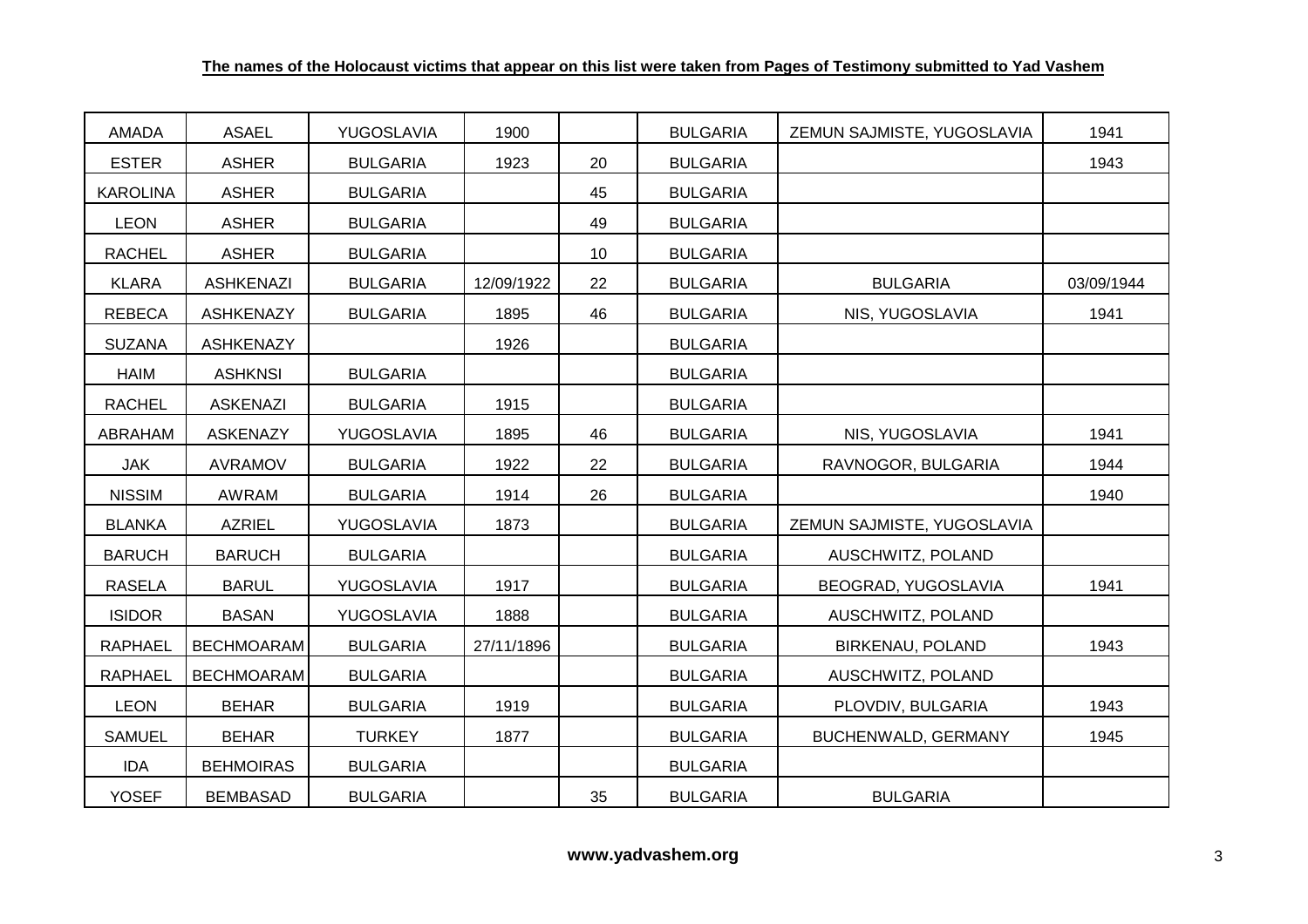**The names of the Holocaust victims that appear on this list were taken from Pages of Testimony submitted to Yad Vashem**

| | | | | | | | |
|---|---|---|---|---|---|---|---|
| AMADA | ASAEL | YUGOSLAVIA | 1900 | | BULGARIA | ZEMUN SAJMISTE, YUGOSLAVIA | 1941 |
| ESTER | ASHER | BULGARIA | 1923 | 20 | BULGARIA | | 1943 |
| KAROLINA | ASHER | BULGARIA | | 45 | BULGARIA | | |
| LEON | ASHER | BULGARIA | | 49 | BULGARIA | | |
| RACHEL | ASHER | BULGARIA | | 10 | BULGARIA | | |
| KLARA | ASHKENAZI | BULGARIA | 12/09/1922 | 22 | BULGARIA | BULGARIA | 03/09/1944 |
| REBECA | ASHKENAZY | BULGARIA | 1895 | 46 | BULGARIA | NIS, YUGOSLAVIA | 1941 |
| SUZANA | ASHKENAZY | | 1926 | | BULGARIA | | |
| HAIM | ASHKNSI | BULGARIA | | | BULGARIA | | |
| RACHEL | ASKENAZI | BULGARIA | 1915 | | BULGARIA | | |
| ABRAHAM | ASKENAZY | YUGOSLAVIA | 1895 | 46 | BULGARIA | NIS, YUGOSLAVIA | 1941 |
| JAK | AVRAMOV | BULGARIA | 1922 | 22 | BULGARIA | RAVNOGOR, BULGARIA | 1944 |
| NISSIM | AWRAM | BULGARIA | 1914 | 26 | BULGARIA | | 1940 |
| BLANKA | AZRIEL | YUGOSLAVIA | 1873 | | BULGARIA | ZEMUN SAJMISTE, YUGOSLAVIA | |
| BARUCH | BARUCH | BULGARIA | | | BULGARIA | AUSCHWITZ, POLAND | |
| RASELA | BARUL | YUGOSLAVIA | 1917 | | BULGARIA | BEOGRAD, YUGOSLAVIA | 1941 |
| ISIDOR | BASAN | YUGOSLAVIA | 1888 | | BULGARIA | AUSCHWITZ, POLAND | |
| RAPHAEL | BECHMOARAM | BULGARIA | 27/11/1896 | | BULGARIA | BIRKENAU, POLAND | 1943 |
| RAPHAEL | BECHMOARAM | BULGARIA | | | BULGARIA | AUSCHWITZ, POLAND | |
| LEON | BEHAR | BULGARIA | 1919 | | BULGARIA | PLOVDIV, BULGARIA | 1943 |
| SAMUEL | BEHAR | TURKEY | 1877 | | BULGARIA | BUCHENWALD, GERMANY | 1945 |
| IDA | BEHMOIRAS | BULGARIA | | | BULGARIA | | |
| YOSEF | BEMBASAD | BULGARIA | | 35 | BULGARIA | BULGARIA | |

**www.yadvashem.org**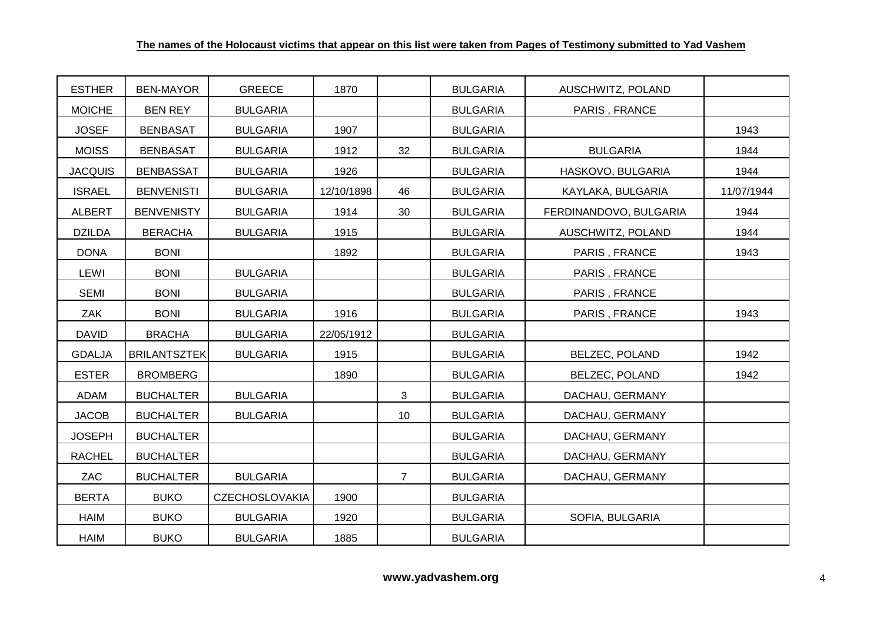**The names of the Holocaust victims that appear on this list were taken from Pages of Testimony submitted to Yad Vashem**

| | | | | | | | |
|---|---|---|---|---|---|---|---|
| ESTHER | BEN-MAYOR | GREECE | 1870 | | BULGARIA | AUSCHWITZ, POLAND | |
| MOICHE | BEN REY | BULGARIA | | | BULGARIA | PARIS , FRANCE | |
| JOSEF | BENBASAT | BULGARIA | 1907 | | BULGARIA | | 1943 |
| MOISS | BENBASAT | BULGARIA | 1912 | 32 | BULGARIA | BULGARIA | 1944 |
| JACQUIS | BENBASSAT | BULGARIA | 1926 | | BULGARIA | HASKOVO, BULGARIA | 1944 |
| ISRAEL | BENVENISTI | BULGARIA | 12/10/1898 | 46 | BULGARIA | KAYLAKA, BULGARIA | 11/07/1944 |
| ALBERT | BENVENISTY | BULGARIA | 1914 | 30 | BULGARIA | FERDINANDOVO, BULGARIA | 1944 |
| DZILDA | BERACHA | BULGARIA | 1915 | | BULGARIA | AUSCHWITZ, POLAND | 1944 |
| DONA | BONI | | 1892 | | BULGARIA | PARIS , FRANCE | 1943 |
| LEWI | BONI | BULGARIA | | | BULGARIA | PARIS , FRANCE | |
| SEMI | BONI | BULGARIA | | | BULGARIA | PARIS , FRANCE | |
| ZAK | BONI | BULGARIA | 1916 | | BULGARIA | PARIS , FRANCE | 1943 |
| DAVID | BRACHA | BULGARIA | 22/05/1912 | | BULGARIA | | |
| GDALJA | BRILANTSZTEK | BULGARIA | 1915 | | BULGARIA | BELZEC, POLAND | 1942 |
| ESTER | BROMBERG | | 1890 | | BULGARIA | BELZEC, POLAND | 1942 |
| ADAM | BUCHALTER | BULGARIA | | 3 | BULGARIA | DACHAU, GERMANY | |
| JACOB | BUCHALTER | BULGARIA | | 10 | BULGARIA | DACHAU, GERMANY | |
| JOSEPH | BUCHALTER | | | | BULGARIA | DACHAU, GERMANY | |
| RACHEL | BUCHALTER | | | | BULGARIA | DACHAU, GERMANY | |
| ZAC | BUCHALTER | BULGARIA | | 7 | BULGARIA | DACHAU, GERMANY | |
| BERTA | BUKO | CZECHOSLOVAKIA | 1900 | | BULGARIA | | |
| HAIM | BUKO | BULGARIA | 1920 | | BULGARIA | SOFIA, BULGARIA | |
| HAIM | BUKO | BULGARIA | 1885 | | BULGARIA | | |

**www.yadvashem.org**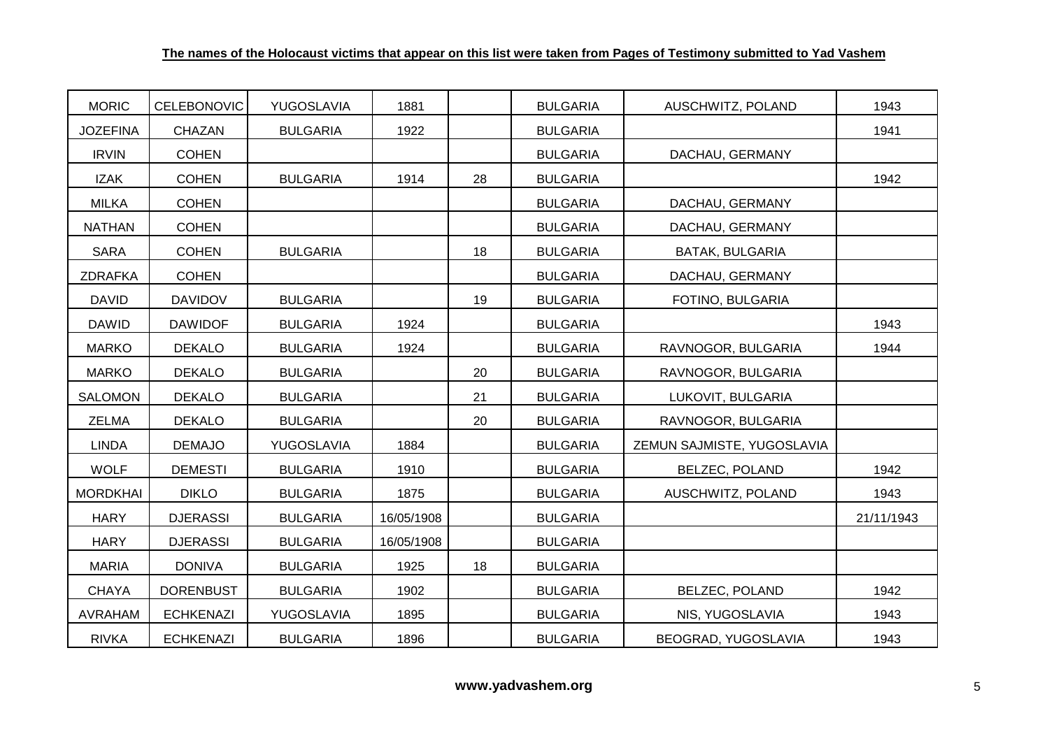**The names of the Holocaust victims that appear on this list were taken from Pages of Testimony submitted to Yad Vashem**

| | | | | | | | |
|---|---|---|---|---|---|---|---|
| MORIC | CELEBONOVIC | YUGOSLAVIA | 1881 | | BULGARIA | AUSCHWITZ, POLAND | 1943 |
| JOZEFINA | CHAZAN | BULGARIA | 1922 | | BULGARIA | | 1941 |
| IRVIN | COHEN | | | | BULGARIA | DACHAU, GERMANY | |
| IZAK | COHEN | BULGARIA | 1914 | 28 | BULGARIA | | 1942 |
| MILKA | COHEN | | | | BULGARIA | DACHAU, GERMANY | |
| NATHAN | COHEN | | | | BULGARIA | DACHAU, GERMANY | |
| SARA | COHEN | BULGARIA | | 18 | BULGARIA | BATAK, BULGARIA | |
| ZDRAFKA | COHEN | | | | BULGARIA | DACHAU, GERMANY | |
| DAVID | DAVIDOV | BULGARIA | | 19 | BULGARIA | FOTINO, BULGARIA | |
| DAWID | DAWIDOF | BULGARIA | 1924 | | BULGARIA | | 1943 |
| MARKO | DEKALO | BULGARIA | 1924 | | BULGARIA | RAVNOGOR, BULGARIA | 1944 |
| MARKO | DEKALO | BULGARIA | | 20 | BULGARIA | RAVNOGOR, BULGARIA | |
| SALOMON | DEKALO | BULGARIA | | 21 | BULGARIA | LUKOVIT, BULGARIA | |
| ZELMA | DEKALO | BULGARIA | | 20 | BULGARIA | RAVNOGOR, BULGARIA | |
| LINDA | DEMAJO | YUGOSLAVIA | 1884 | | BULGARIA | ZEMUN SAJMISTE, YUGOSLAVIA | |
| WOLF | DEMESTI | BULGARIA | 1910 | | BULGARIA | BELZEC, POLAND | 1942 |
| MORDKHAI | DIKLO | BULGARIA | 1875 | | BULGARIA | AUSCHWITZ, POLAND | 1943 |
| HARY | DJERASSI | BULGARIA | 16/05/1908 | | BULGARIA | | 21/11/1943 |
| HARY | DJERASSI | BULGARIA | 16/05/1908 | | BULGARIA | | |
| MARIA | DONIVA | BULGARIA | 1925 | 18 | BULGARIA | | |
| CHAYA | DORENBUST | BULGARIA | 1902 | | BULGARIA | BELZEC, POLAND | 1942 |
| AVRAHAM | ECHKENAZI | YUGOSLAVIA | 1895 | | BULGARIA | NIS, YUGOSLAVIA | 1943 |
| RIVKA | ECHKENAZI | BULGARIA | 1896 | | BULGARIA | BEOGRAD, YUGOSLAVIA | 1943 |

**www.yadvashem.org**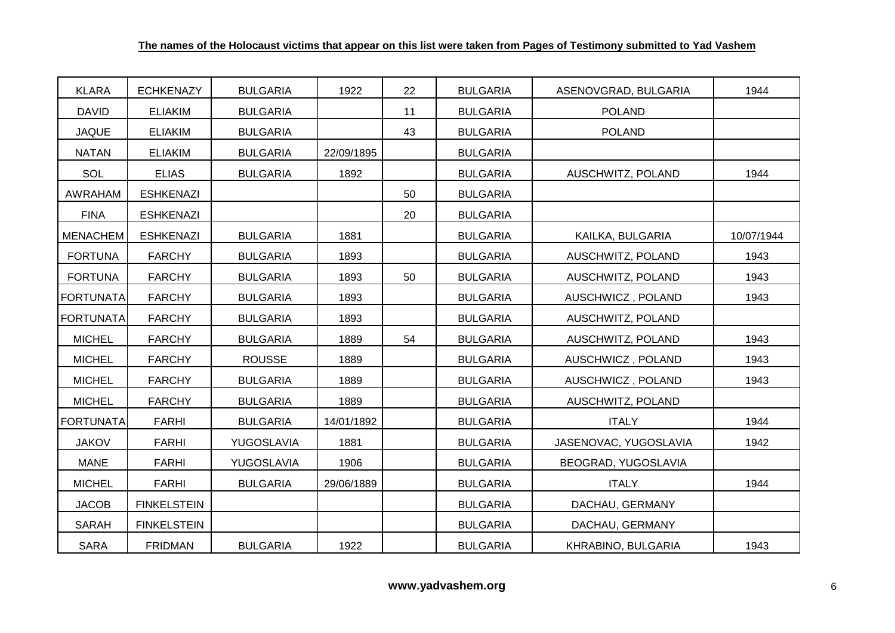**The names of the Holocaust victims that appear on this list were taken from Pages of Testimony submitted to Yad Vashem**

| | | | | | | | |
|---|---|---|---|---|---|---|---|
| KLARA | ECHKENAZY | BULGARIA | 1922 | 22 | BULGARIA | ASENOVGRAD, BULGARIA | 1944 |
| DAVID | ELIAKIM | BULGARIA | | 11 | BULGARIA | POLAND | |
| JAQUE | ELIAKIM | BULGARIA | | 43 | BULGARIA | POLAND | |
| NATAN | ELIAKIM | BULGARIA | 22/09/1895 | | BULGARIA | | |
| SOL | ELIAS | BULGARIA | 1892 | | BULGARIA | AUSCHWITZ, POLAND | 1944 |
| AWRAHAM | ESHKENAZI | | | 50 | BULGARIA | | |
| FINA | ESHKENAZI | | | 20 | BULGARIA | | |
| MENACHEM | ESHKENAZI | BULGARIA | 1881 | | BULGARIA | KAILKA, BULGARIA | 10/07/1944 |
| FORTUNA | FARCHY | BULGARIA | 1893 | | BULGARIA | AUSCHWITZ, POLAND | 1943 |
| FORTUNA | FARCHY | BULGARIA | 1893 | 50 | BULGARIA | AUSCHWITZ, POLAND | 1943 |
| FORTUNATA | FARCHY | BULGARIA | 1893 | | BULGARIA | AUSCHWICZ , POLAND | 1943 |
| FORTUNATA | FARCHY | BULGARIA | 1893 | | BULGARIA | AUSCHWITZ, POLAND | |
| MICHEL | FARCHY | BULGARIA | 1889 | 54 | BULGARIA | AUSCHWITZ, POLAND | 1943 |
| MICHEL | FARCHY | ROUSSE | 1889 | | BULGARIA | AUSCHWICZ , POLAND | 1943 |
| MICHEL | FARCHY | BULGARIA | 1889 | | BULGARIA | AUSCHWICZ , POLAND | 1943 |
| MICHEL | FARCHY | BULGARIA | 1889 | | BULGARIA | AUSCHWITZ, POLAND | |
| FORTUNATA | FARHI | BULGARIA | 14/01/1892 | | BULGARIA | ITALY | 1944 |
| JAKOV | FARHI | YUGOSLAVIA | 1881 | | BULGARIA | JASENOVAC, YUGOSLAVIA | 1942 |
| MANE | FARHI | YUGOSLAVIA | 1906 | | BULGARIA | BEOGRAD, YUGOSLAVIA | |
| MICHEL | FARHI | BULGARIA | 29/06/1889 | | BULGARIA | ITALY | 1944 |
| JACOB | FINKELSTEIN | | | | BULGARIA | DACHAU, GERMANY | |
| SARAH | FINKELSTEIN | | | | BULGARIA | DACHAU, GERMANY | |
| SARA | FRIDMAN | BULGARIA | 1922 | | BULGARIA | KHRABINO, BULGARIA | 1943 |

**www.yadvashem.org**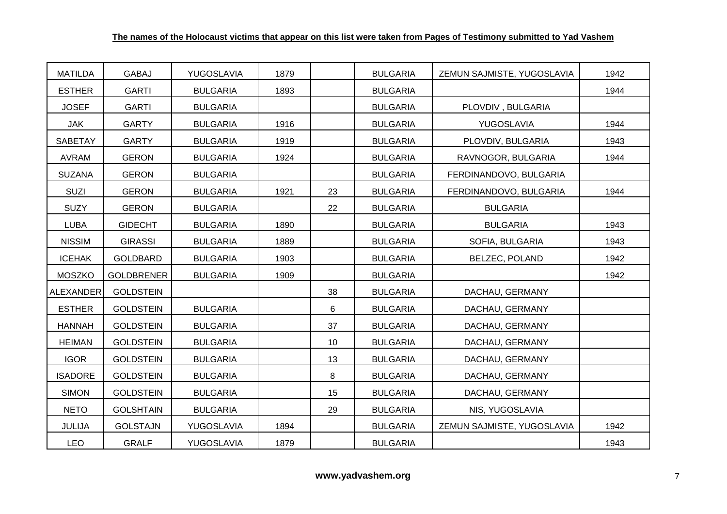**The names of the Holocaust victims that appear on this list were taken from Pages of Testimony submitted to Yad Vashem**

| | | | | | | | |
|---|---|---|---|---|---|---|---|
| MATILDA | GABAJ | YUGOSLAVIA | 1879 | | BULGARIA | ZEMUN SAJMISTE, YUGOSLAVIA | 1942 |
| ESTHER | GARTI | BULGARIA | 1893 | | BULGARIA | | 1944 |
| JOSEF | GARTI | BULGARIA | | | BULGARIA | PLOVDIV , BULGARIA | |
| JAK | GARTY | BULGARIA | 1916 | | BULGARIA | YUGOSLAVIA | 1944 |
| SABETAY | GARTY | BULGARIA | 1919 | | BULGARIA | PLOVDIV, BULGARIA | 1943 |
| AVRAM | GERON | BULGARIA | 1924 | | BULGARIA | RAVNOGOR, BULGARIA | 1944 |
| SUZANA | GERON | BULGARIA | | | BULGARIA | FERDINANDOVO, BULGARIA | |
| SUZI | GERON | BULGARIA | 1921 | 23 | BULGARIA | FERDINANDOVO, BULGARIA | 1944 |
| SUZY | GERON | BULGARIA | | 22 | BULGARIA | BULGARIA | |
| LUBA | GIDECHT | BULGARIA | 1890 | | BULGARIA | BULGARIA | 1943 |
| NISSIM | GIRASSI | BULGARIA | 1889 | | BULGARIA | SOFIA, BULGARIA | 1943 |
| ICEHAK | GOLDBARD | BULGARIA | 1903 | | BULGARIA | BELZEC, POLAND | 1942 |
| MOSZKO | GOLDBRENER | BULGARIA | 1909 | | BULGARIA | | 1942 |
| ALEXANDER | GOLDSTEIN | | | 38 | BULGARIA | DACHAU, GERMANY | |
| ESTHER | GOLDSTEIN | BULGARIA | | 6 | BULGARIA | DACHAU, GERMANY | |
| HANNAH | GOLDSTEIN | BULGARIA | | 37 | BULGARIA | DACHAU, GERMANY | |
| HEIMAN | GOLDSTEIN | BULGARIA | | 10 | BULGARIA | DACHAU, GERMANY | |
| IGOR | GOLDSTEIN | BULGARIA | | 13 | BULGARIA | DACHAU, GERMANY | |
| ISADORE | GOLDSTEIN | BULGARIA | | 8 | BULGARIA | DACHAU, GERMANY | |
| SIMON | GOLDSTEIN | BULGARIA | | 15 | BULGARIA | DACHAU, GERMANY | |
| NETO | GOLSHTAIN | BULGARIA | | 29 | BULGARIA | NIS, YUGOSLAVIA | |
| JULIJA | GOLSTAJN | YUGOSLAVIA | 1894 | | BULGARIA | ZEMUN SAJMISTE, YUGOSLAVIA | 1942 |
| LEO | GRALF | YUGOSLAVIA | 1879 | | BULGARIA | | 1943 |

**www.yadvashem.org**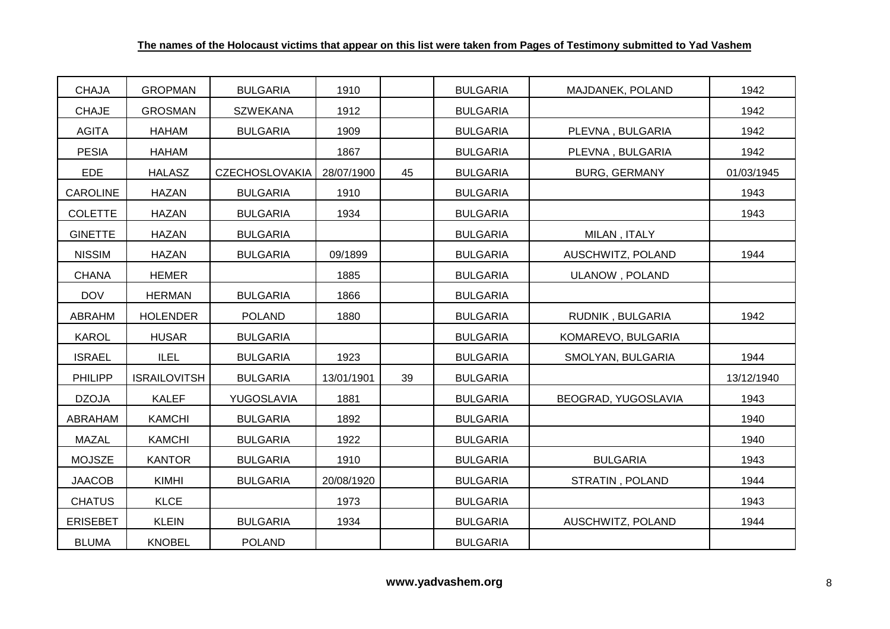**The names of the Holocaust victims that appear on this list were taken from Pages of Testimony submitted to Yad Vashem**

| | | | | | | | |
|---|---|---|---|---|---|---|---|
| CHAJA | GROPMAN | BULGARIA | 1910 | | BULGARIA | MAJDANEK, POLAND | 1942 |
| CHAJE | GROSMAN | SZWEKANA | 1912 | | BULGARIA | | 1942 |
| AGITA | HAHAM | BULGARIA | 1909 | | BULGARIA | PLEVNA , BULGARIA | 1942 |
| PESIA | HAHAM | | 1867 | | BULGARIA | PLEVNA , BULGARIA | 1942 |
| EDE | HALASZ | CZECHOSLOVAKIA | 28/07/1900 | 45 | BULGARIA | BURG, GERMANY | 01/03/1945 |
| CAROLINE | HAZAN | BULGARIA | 1910 | | BULGARIA | | 1943 |
| COLETTE | HAZAN | BULGARIA | 1934 | | BULGARIA | | 1943 |
| GINETTE | HAZAN | BULGARIA | | | BULGARIA | MILAN , ITALY | |
| NISSIM | HAZAN | BULGARIA | 09/1899 | | BULGARIA | AUSCHWITZ, POLAND | 1944 |
| CHANA | HEMER | | 1885 | | BULGARIA | ULANOW , POLAND | |
| DOV | HERMAN | BULGARIA | 1866 | | BULGARIA | | |
| ABRAHM | HOLENDER | POLAND | 1880 | | BULGARIA | RUDNIK , BULGARIA | 1942 |
| KAROL | HUSAR | BULGARIA | | | BULGARIA | KOMAREVO, BULGARIA | |
| ISRAEL | ILEL | BULGARIA | 1923 | | BULGARIA | SMOLYAN, BULGARIA | 1944 |
| PHILIPP | ISRAILOVITSH | BULGARIA | 13/01/1901 | 39 | BULGARIA | | 13/12/1940 |
| DZOJA | KALEF | YUGOSLAVIA | 1881 | | BULGARIA | BEOGRAD, YUGOSLAVIA | 1943 |
| ABRAHAM | KAMCHI | BULGARIA | 1892 | | BULGARIA | | 1940 |
| MAZAL | KAMCHI | BULGARIA | 1922 | | BULGARIA | | 1940 |
| MOJSZE | KANTOR | BULGARIA | 1910 | | BULGARIA | BULGARIA | 1943 |
| JAACOB | KIMHI | BULGARIA | 20/08/1920 | | BULGARIA | STRATIN , POLAND | 1944 |
| CHATUS | KLCE | | 1973 | | BULGARIA | | 1943 |
| ERISEBET | KLEIN | BULGARIA | 1934 | | BULGARIA | AUSCHWITZ, POLAND | 1944 |
| BLUMA | KNOBEL | POLAND | | | BULGARIA | | |

**www.yadvashem.org**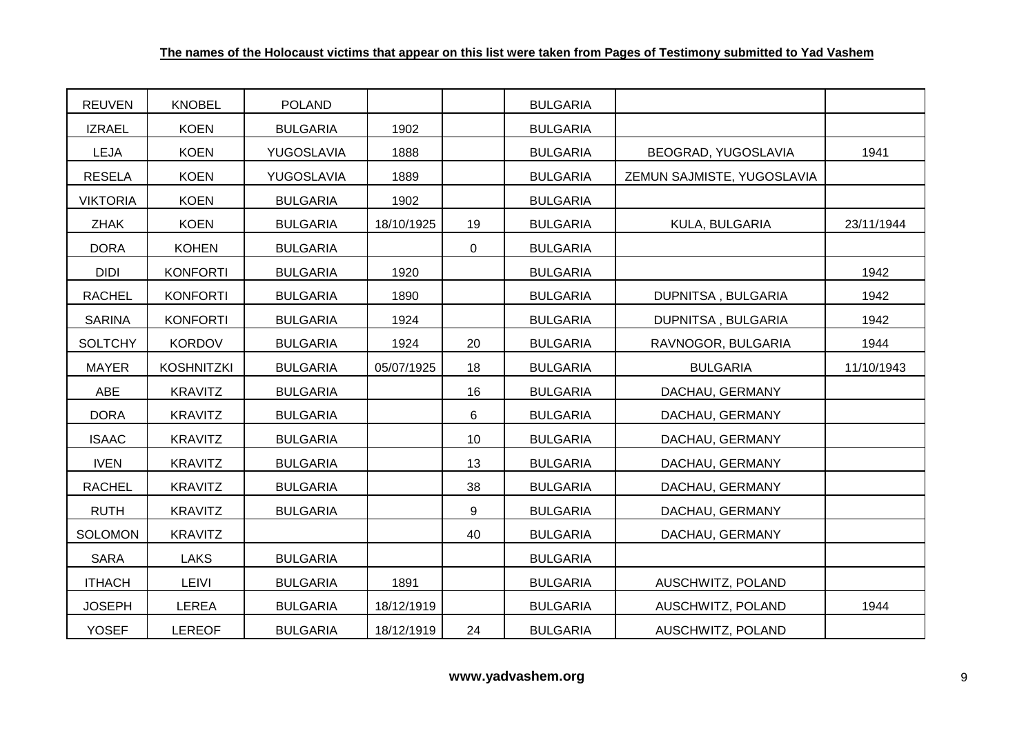**The names of the Holocaust victims that appear on this list were taken from Pages of Testimony submitted to Yad Vashem**

| | | | | | | | |
|---|---|---|---|---|---|---|---|
| REUVEN | KNOBEL | POLAND | | | BULGARIA | | |
| IZRAEL | KOEN | BULGARIA | 1902 | | BULGARIA | | |
| LEJA | KOEN | YUGOSLAVIA | 1888 | | BULGARIA | BEOGRAD, YUGOSLAVIA | 1941 |
| RESELA | KOEN | YUGOSLAVIA | 1889 | | BULGARIA | ZEMUN SAJMISTE, YUGOSLAVIA | |
| VIKTORIA | KOEN | BULGARIA | 1902 | | BULGARIA | | |
| ZHAK | KOEN | BULGARIA | 18/10/1925 | 19 | BULGARIA | KULA, BULGARIA | 23/11/1944 |
| DORA | KOHEN | BULGARIA | | 0 | BULGARIA | | |
| DIDI | KONFORTI | BULGARIA | 1920 | | BULGARIA | | 1942 |
| RACHEL | KONFORTI | BULGARIA | 1890 | | BULGARIA | DUPNITSA , BULGARIA | 1942 |
| SARINA | KONFORTI | BULGARIA | 1924 | | BULGARIA | DUPNITSA , BULGARIA | 1942 |
| SOLTCHY | KORDOV | BULGARIA | 1924 | 20 | BULGARIA | RAVNOGOR, BULGARIA | 1944 |
| MAYER | KOSHNITZKI | BULGARIA | 05/07/1925 | 18 | BULGARIA | BULGARIA | 11/10/1943 |
| ABE | KRAVITZ | BULGARIA | | 16 | BULGARIA | DACHAU, GERMANY | |
| DORA | KRAVITZ | BULGARIA | | 6 | BULGARIA | DACHAU, GERMANY | |
| ISAAC | KRAVITZ | BULGARIA | | 10 | BULGARIA | DACHAU, GERMANY | |
| IVEN | KRAVITZ | BULGARIA | | 13 | BULGARIA | DACHAU, GERMANY | |
| RACHEL | KRAVITZ | BULGARIA | | 38 | BULGARIA | DACHAU, GERMANY | |
| RUTH | KRAVITZ | BULGARIA | | 9 | BULGARIA | DACHAU, GERMANY | |
| SOLOMON | KRAVITZ | | | 40 | BULGARIA | DACHAU, GERMANY | |
| SARA | LAKS | BULGARIA | | | BULGARIA | | |
| ITHACH | LEIVI | BULGARIA | 1891 | | BULGARIA | AUSCHWITZ, POLAND | |
| JOSEPH | LEREA | BULGARIA | 18/12/1919 | | BULGARIA | AUSCHWITZ, POLAND | 1944 |
| YOSEF | LEREOF | BULGARIA | 18/12/1919 | 24 | BULGARIA | AUSCHWITZ, POLAND | |

**www.yadvashem.org**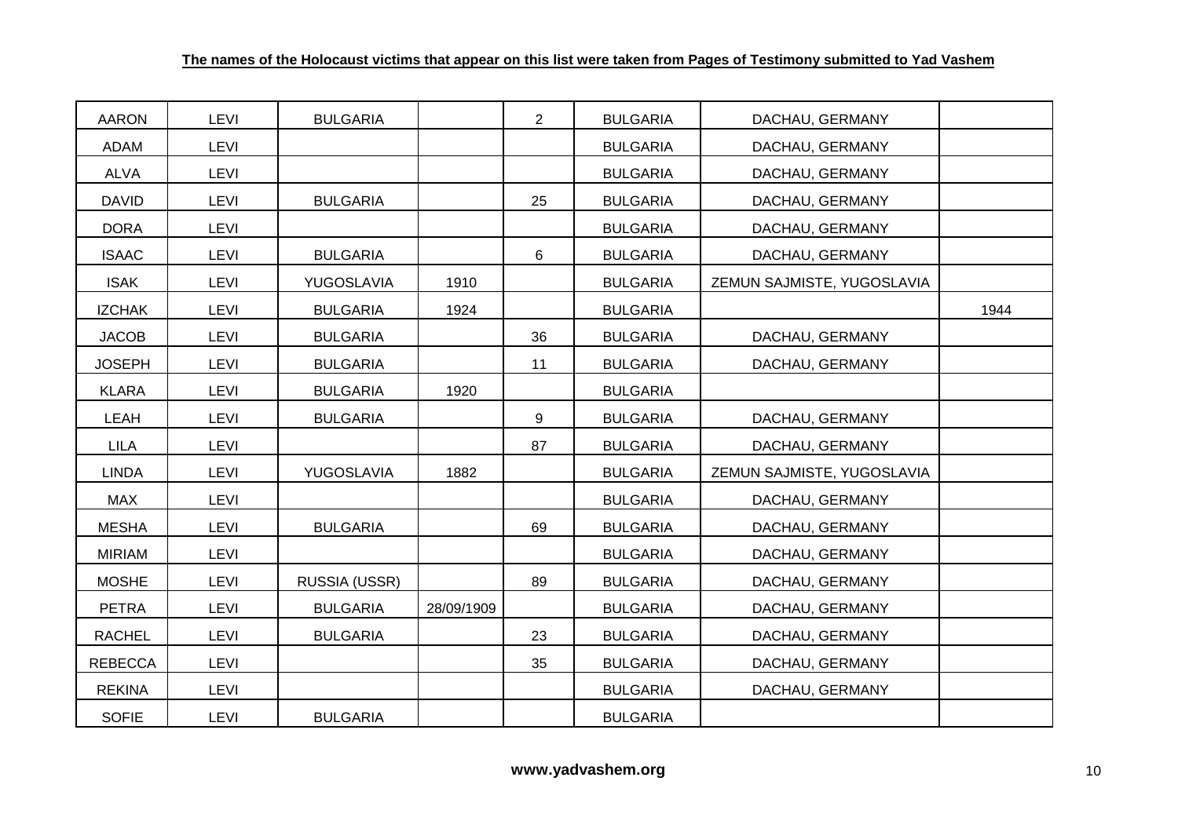**The names of the Holocaust victims that appear on this list were taken from Pages of Testimony submitted to Yad Vashem**

| | | | | | | | |
|---|---|---|---|---|---|---|---|
| AARON | LEVI | BULGARIA | | 2 | BULGARIA | DACHAU, GERMANY | |
| ADAM | LEVI | | | | BULGARIA | DACHAU, GERMANY | |
| ALVA | LEVI | | | | BULGARIA | DACHAU, GERMANY | |
| DAVID | LEVI | BULGARIA | | 25 | BULGARIA | DACHAU, GERMANY | |
| DORA | LEVI | | | | BULGARIA | DACHAU, GERMANY | |
| ISAAC | LEVI | BULGARIA | | 6 | BULGARIA | DACHAU, GERMANY | |
| ISAK | LEVI | YUGOSLAVIA | 1910 | | BULGARIA | ZEMUN SAJMISTE, YUGOSLAVIA | |
| IZCHAK | LEVI | BULGARIA | 1924 | | BULGARIA | | 1944 |
| JACOB | LEVI | BULGARIA | | 36 | BULGARIA | DACHAU, GERMANY | |
| JOSEPH | LEVI | BULGARIA | | 11 | BULGARIA | DACHAU, GERMANY | |
| KLARA | LEVI | BULGARIA | 1920 | | BULGARIA | | |
| LEAH | LEVI | BULGARIA | | 9 | BULGARIA | DACHAU, GERMANY | |
| LILA | LEVI | | | 87 | BULGARIA | DACHAU, GERMANY | |
| LINDA | LEVI | YUGOSLAVIA | 1882 | | BULGARIA | ZEMUN SAJMISTE, YUGOSLAVIA | |
| MAX | LEVI | | | | BULGARIA | DACHAU, GERMANY | |
| MESHA | LEVI | BULGARIA | | 69 | BULGARIA | DACHAU, GERMANY | |
| MIRIAM | LEVI | | | | BULGARIA | DACHAU, GERMANY | |
| MOSHE | LEVI | RUSSIA (USSR) | | 89 | BULGARIA | DACHAU, GERMANY | |
| PETRA | LEVI | BULGARIA | 28/09/1909 | | BULGARIA | DACHAU, GERMANY | |
| RACHEL | LEVI | BULGARIA | | 23 | BULGARIA | DACHAU, GERMANY | |
| REBECCA | LEVI | | | 35 | BULGARIA | DACHAU, GERMANY | |
| REKINA | LEVI | | | | BULGARIA | DACHAU, GERMANY | |
| SOFIE | LEVI | BULGARIA | | | BULGARIA | | |

**www.yadvashem.org**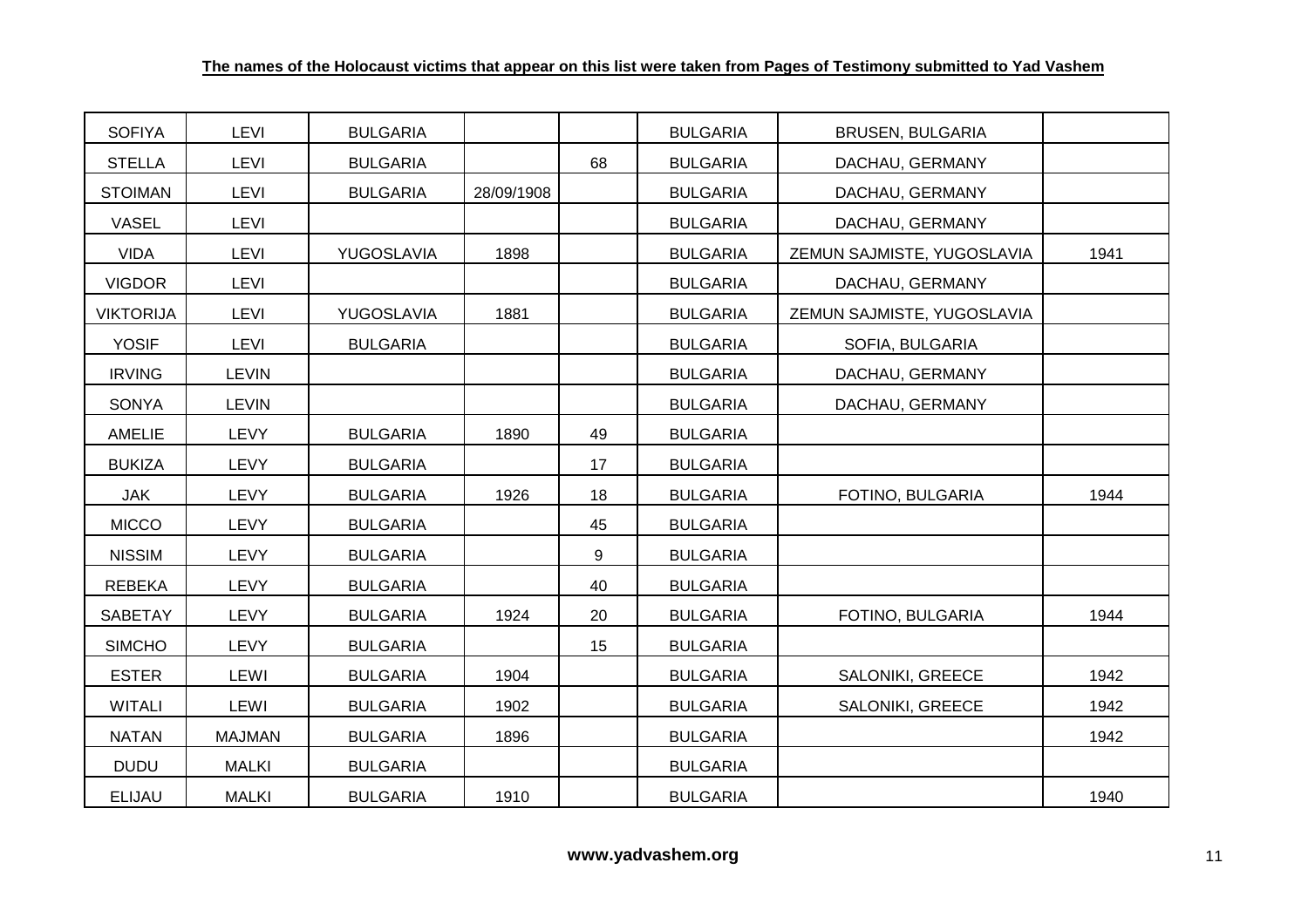**The names of the Holocaust victims that appear on this list were taken from Pages of Testimony submitted to Yad Vashem**

| | | | | | | | |
|---|---|---|---|---|---|---|---|
| SOFIYA | LEVI | BULGARIA | | | BULGARIA | BRUSEN, BULGARIA | |
| STELLA | LEVI | BULGARIA | | 68 | BULGARIA | DACHAU, GERMANY | |
| STOIMAN | LEVI | BULGARIA | 28/09/1908 | | BULGARIA | DACHAU, GERMANY | |
| VASEL | LEVI | | | | BULGARIA | DACHAU, GERMANY | |
| VIDA | LEVI | YUGOSLAVIA | 1898 | | BULGARIA | ZEMUN SAJMISTE, YUGOSLAVIA | 1941 |
| VIGDOR | LEVI | | | | BULGARIA | DACHAU, GERMANY | |
| VIKTORIJA | LEVI | YUGOSLAVIA | 1881 | | BULGARIA | ZEMUN SAJMISTE, YUGOSLAVIA | |
| YOSIF | LEVI | BULGARIA | | | BULGARIA | SOFIA, BULGARIA | |
| IRVING | LEVIN | | | | BULGARIA | DACHAU, GERMANY | |
| SONYA | LEVIN | | | | BULGARIA | DACHAU, GERMANY | |
| AMELIE | LEVY | BULGARIA | 1890 | 49 | BULGARIA | | |
| BUKIZA | LEVY | BULGARIA | | 17 | BULGARIA | | |
| JAK | LEVY | BULGARIA | 1926 | 18 | BULGARIA | FOTINO, BULGARIA | 1944 |
| MICCO | LEVY | BULGARIA | | 45 | BULGARIA | | |
| NISSIM | LEVY | BULGARIA | | 9 | BULGARIA | | |
| REBEKA | LEVY | BULGARIA | | 40 | BULGARIA | | |
| SABETAY | LEVY | BULGARIA | 1924 | 20 | BULGARIA | FOTINO, BULGARIA | 1944 |
| SIMCHO | LEVY | BULGARIA | | 15 | BULGARIA | | |
| ESTER | LEWI | BULGARIA | 1904 | | BULGARIA | SALONIKI, GREECE | 1942 |
| WITALI | LEWI | BULGARIA | 1902 | | BULGARIA | SALONIKI, GREECE | 1942 |
| NATAN | MAJMAN | BULGARIA | 1896 | | BULGARIA | | 1942 |
| DUDU | MALKI | BULGARIA | | | BULGARIA | | |
| ELIJAU | MALKI | BULGARIA | 1910 | | BULGARIA | | 1940 |

**www.yadvashem.org**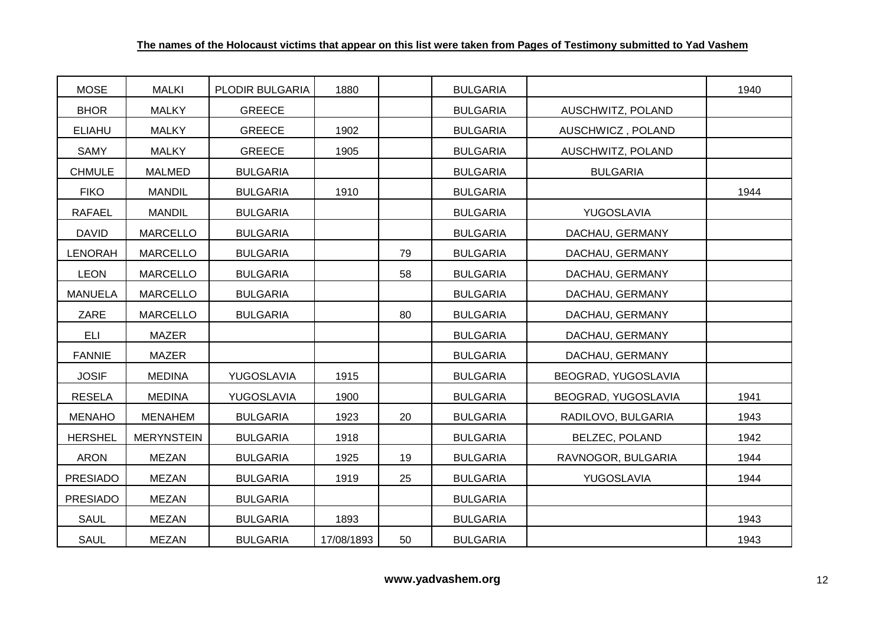**The names of the Holocaust victims that appear on this list were taken from Pages of Testimony submitted to Yad Vashem**

| | | | | | | | |
|---|---|---|---|---|---|---|---|
| MOSE | MALKI | PLODIR BULGARIA | 1880 | | BULGARIA | | 1940 |
| BHOR | MALKY | GREECE | | | BULGARIA | AUSCHWITZ, POLAND | |
| ELIAHU | MALKY | GREECE | 1902 | | BULGARIA | AUSCHWICZ , POLAND | |
| SAMY | MALKY | GREECE | 1905 | | BULGARIA | AUSCHWITZ, POLAND | |
| CHMULE | MALMED | BULGARIA | | | BULGARIA | BULGARIA | |
| FIKO | MANDIL | BULGARIA | 1910 | | BULGARIA | | 1944 |
| RAFAEL | MANDIL | BULGARIA | | | BULGARIA | YUGOSLAVIA | |
| DAVID | MARCELLO | BULGARIA | | | BULGARIA | DACHAU, GERMANY | |
| LENORAH | MARCELLO | BULGARIA | | 79 | BULGARIA | DACHAU, GERMANY | |
| LEON | MARCELLO | BULGARIA | | 58 | BULGARIA | DACHAU, GERMANY | |
| MANUELA | MARCELLO | BULGARIA | | | BULGARIA | DACHAU, GERMANY | |
| ZARE | MARCELLO | BULGARIA | | 80 | BULGARIA | DACHAU, GERMANY | |
| ELI | MAZER | | | | BULGARIA | DACHAU, GERMANY | |
| FANNIE | MAZER | | | | BULGARIA | DACHAU, GERMANY | |
| JOSIF | MEDINA | YUGOSLAVIA | 1915 | | BULGARIA | BEOGRAD, YUGOSLAVIA | |
| RESELA | MEDINA | YUGOSLAVIA | 1900 | | BULGARIA | BEOGRAD, YUGOSLAVIA | 1941 |
| MENAHO | MENAHEM | BULGARIA | 1923 | 20 | BULGARIA | RADILOVO, BULGARIA | 1943 |
| HERSHEL | MERYNSTEIN | BULGARIA | 1918 | | BULGARIA | BELZEC, POLAND | 1942 |
| ARON | MEZAN | BULGARIA | 1925 | 19 | BULGARIA | RAVNOGOR, BULGARIA | 1944 |
| PRESIADO | MEZAN | BULGARIA | 1919 | 25 | BULGARIA | YUGOSLAVIA | 1944 |
| PRESIADO | MEZAN | BULGARIA | | | BULGARIA | | |
| SAUL | MEZAN | BULGARIA | 1893 | | BULGARIA | | 1943 |
| SAUL | MEZAN | BULGARIA | 17/08/1893 | 50 | BULGARIA | | 1943 |

**www.yadvashem.org**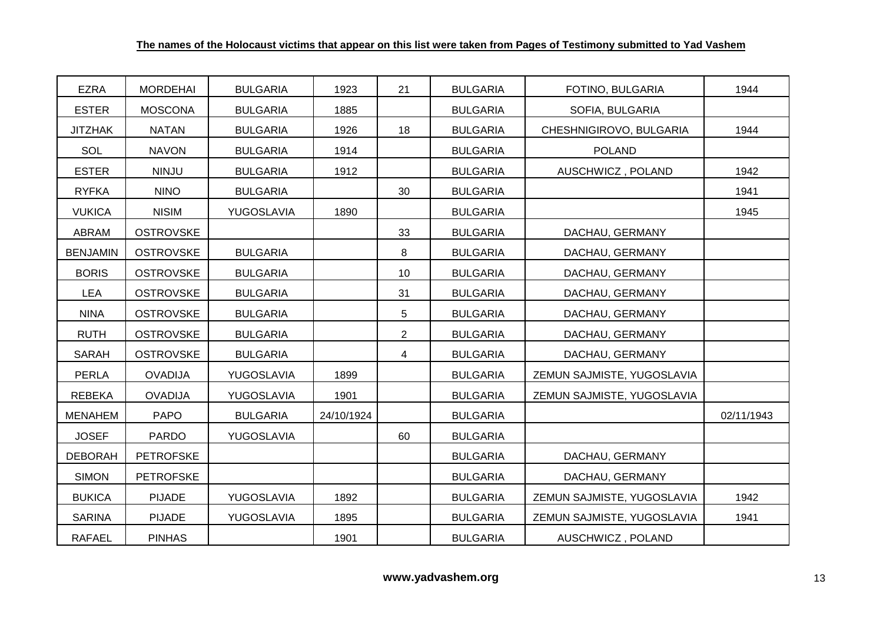**The names of the Holocaust victims that appear on this list were taken from Pages of Testimony submitted to Yad Vashem**

| | | | | | | | |
|---|---|---|---|---|---|---|---|
| EZRA | MORDEHAI | BULGARIA | 1923 | 21 | BULGARIA | FOTINO, BULGARIA | 1944 |
| ESTER | MOSCONA | BULGARIA | 1885 | | BULGARIA | SOFIA, BULGARIA | |
| JITZHAK | NATAN | BULGARIA | 1926 | 18 | BULGARIA | CHESHNIGIROVO, BULGARIA | 1944 |
| SOL | NAVON | BULGARIA | 1914 | | BULGARIA | POLAND | |
| ESTER | NINJU | BULGARIA | 1912 | | BULGARIA | AUSCHWICZ , POLAND | 1942 |
| RYFKA | NINO | BULGARIA | | 30 | BULGARIA | | 1941 |
| VUKICA | NISIM | YUGOSLAVIA | 1890 | | BULGARIA | | 1945 |
| ABRAM | OSTROVSKE | | | 33 | BULGARIA | DACHAU, GERMANY | |
| BENJAMIN | OSTROVSKE | BULGARIA | | 8 | BULGARIA | DACHAU, GERMANY | |
| BORIS | OSTROVSKE | BULGARIA | | 10 | BULGARIA | DACHAU, GERMANY | |
| LEA | OSTROVSKE | BULGARIA | | 31 | BULGARIA | DACHAU, GERMANY | |
| NINA | OSTROVSKE | BULGARIA | | 5 | BULGARIA | DACHAU, GERMANY | |
| RUTH | OSTROVSKE | BULGARIA | | 2 | BULGARIA | DACHAU, GERMANY | |
| SARAH | OSTROVSKE | BULGARIA | | 4 | BULGARIA | DACHAU, GERMANY | |
| PERLA | OVADIJA | YUGOSLAVIA | 1899 | | BULGARIA | ZEMUN SAJMISTE, YUGOSLAVIA | |
| REBEKA | OVADIJA | YUGOSLAVIA | 1901 | | BULGARIA | ZEMUN SAJMISTE, YUGOSLAVIA | |
| MENAHEM | PAPO | BULGARIA | 24/10/1924 | | BULGARIA | | 02/11/1943 |
| JOSEF | PARDO | YUGOSLAVIA | | 60 | BULGARIA | | |
| DEBORAH | PETROFSKE | | | | BULGARIA | DACHAU, GERMANY | |
| SIMON | PETROFSKE | | | | BULGARIA | DACHAU, GERMANY | |
| BUKICA | PIJADE | YUGOSLAVIA | 1892 | | BULGARIA | ZEMUN SAJMISTE, YUGOSLAVIA | 1942 |
| SARINA | PIJADE | YUGOSLAVIA | 1895 | | BULGARIA | ZEMUN SAJMISTE, YUGOSLAVIA | 1941 |
| RAFAEL | PINHAS | | 1901 | | BULGARIA | AUSCHWICZ , POLAND | |

**www.yadvashem.org**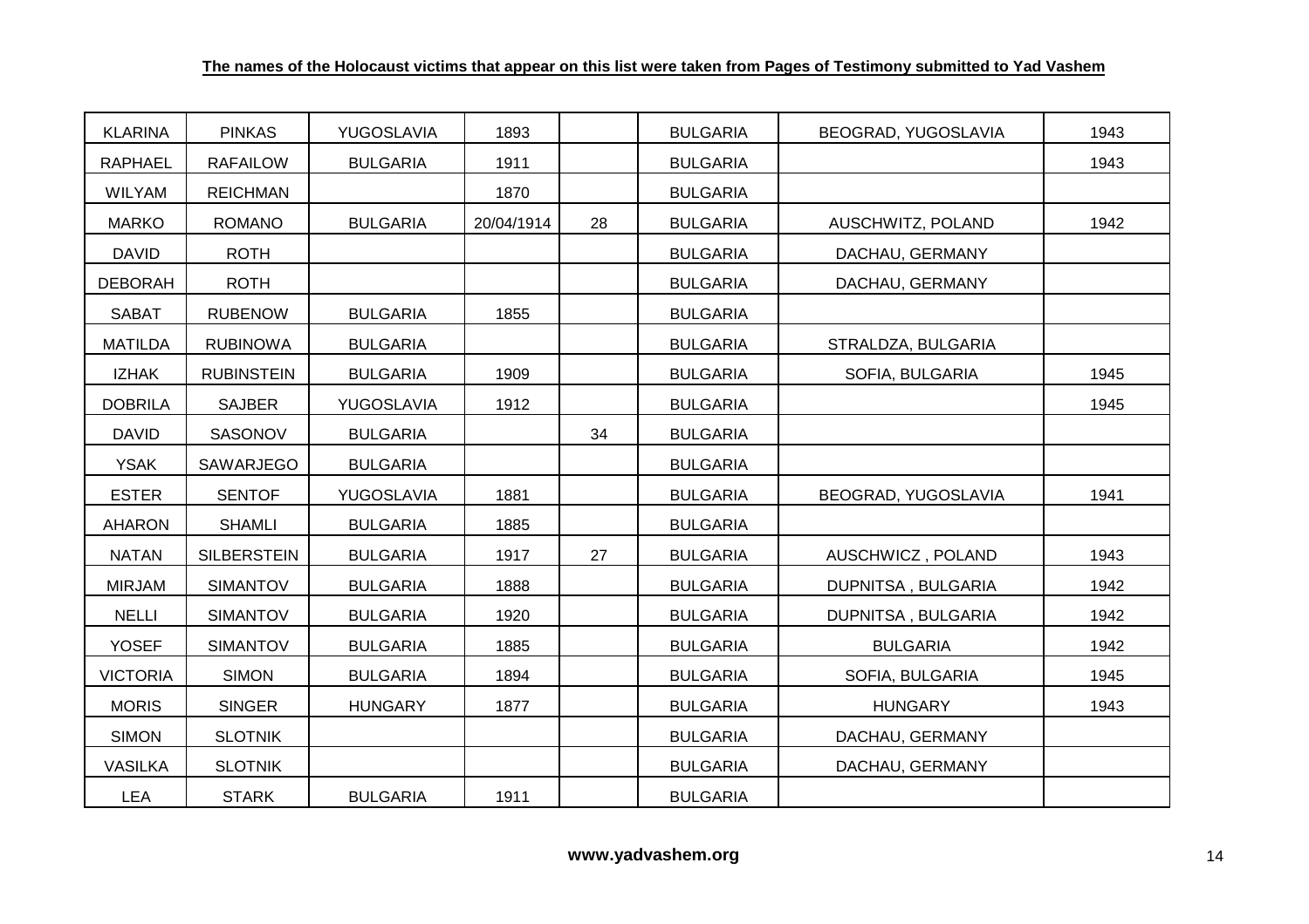**The names of the Holocaust victims that appear on this list were taken from Pages of Testimony submitted to Yad Vashem**

| | | | | | | | |
|---|---|---|---|---|---|---|---|
| KLARINA | PINKAS | YUGOSLAVIA | 1893 | | BULGARIA | BEOGRAD, YUGOSLAVIA | 1943 |
| RAPHAEL | RAFAILOW | BULGARIA | 1911 | | BULGARIA | | 1943 |
| WILYAM | REICHMAN | | 1870 | | BULGARIA | | |
| MARKO | ROMANO | BULGARIA | 20/04/1914 | 28 | BULGARIA | AUSCHWITZ, POLAND | 1942 |
| DAVID | ROTH | | | | BULGARIA | DACHAU, GERMANY | |
| DEBORAH | ROTH | | | | BULGARIA | DACHAU, GERMANY | |
| SABAT | RUBENOW | BULGARIA | 1855 | | BULGARIA | | |
| MATILDA | RUBINOWA | BULGARIA | | | BULGARIA | STRALDZA, BULGARIA | |
| IZHAK | RUBINSTEIN | BULGARIA | 1909 | | BULGARIA | SOFIA, BULGARIA | 1945 |
| DOBRILA | SAJBER | YUGOSLAVIA | 1912 | | BULGARIA | | 1945 |
| DAVID | SASONOV | BULGARIA | | 34 | BULGARIA | | |
| YSAK | SAWARJEGO | BULGARIA | | | BULGARIA | | |
| ESTER | SENTOF | YUGOSLAVIA | 1881 | | BULGARIA | BEOGRAD, YUGOSLAVIA | 1941 |
| AHARON | SHAMLI | BULGARIA | 1885 | | BULGARIA | | |
| NATAN | SILBERSTEIN | BULGARIA | 1917 | 27 | BULGARIA | AUSCHWICZ , POLAND | 1943 |
| MIRJAM | SIMANTOV | BULGARIA | 1888 | | BULGARIA | DUPNITSA , BULGARIA | 1942 |
| NELLI | SIMANTOV | BULGARIA | 1920 | | BULGARIA | DUPNITSA , BULGARIA | 1942 |
| YOSEF | SIMANTOV | BULGARIA | 1885 | | BULGARIA | BULGARIA | 1942 |
| VICTORIA | SIMON | BULGARIA | 1894 | | BULGARIA | SOFIA, BULGARIA | 1945 |
| MORIS | SINGER | HUNGARY | 1877 | | BULGARIA | HUNGARY | 1943 |
| SIMON | SLOTNIK | | | | BULGARIA | DACHAU, GERMANY | |
| VASILKA | SLOTNIK | | | | BULGARIA | DACHAU, GERMANY | |
| LEA | STARK | BULGARIA | 1911 | | BULGARIA | | |

**www.yadvashem.org**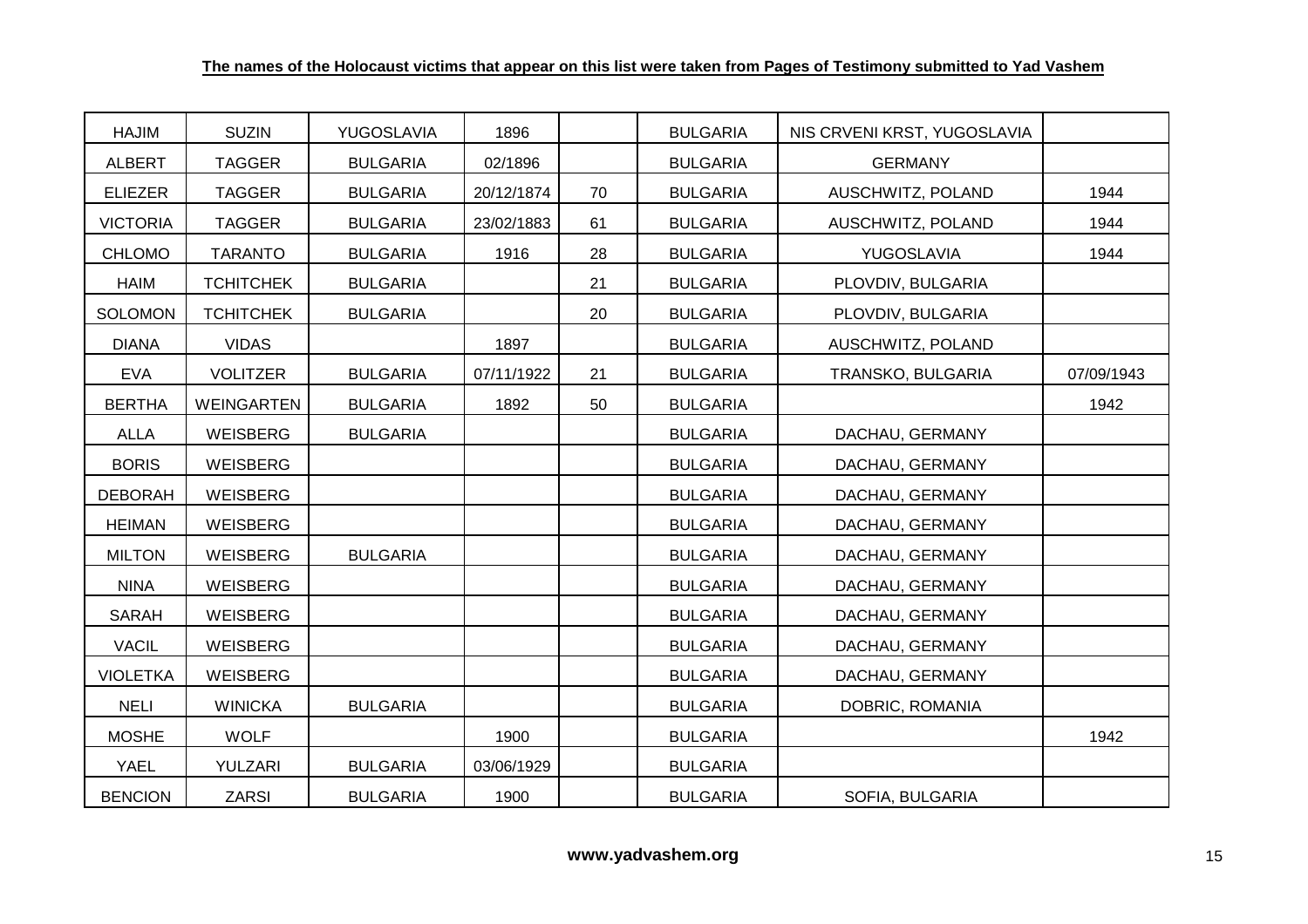**The names of the Holocaust victims that appear on this list were taken from Pages of Testimony submitted to Yad Vashem**

| | | | | | | | |
|---|---|---|---|---|---|---|---|
| HAJIM | SUZIN | YUGOSLAVIA | 1896 | | BULGARIA | NIS CRVENI KRST, YUGOSLAVIA | |
| ALBERT | TAGGER | BULGARIA | 02/1896 | | BULGARIA | GERMANY | |
| ELIEZER | TAGGER | BULGARIA | 20/12/1874 | 70 | BULGARIA | AUSCHWITZ, POLAND | 1944 |
| VICTORIA | TAGGER | BULGARIA | 23/02/1883 | 61 | BULGARIA | AUSCHWITZ, POLAND | 1944 |
| CHLOMO | TARANTO | BULGARIA | 1916 | 28 | BULGARIA | YUGOSLAVIA | 1944 |
| HAIM | TCHITCHEK | BULGARIA | | 21 | BULGARIA | PLOVDIV, BULGARIA | |
| SOLOMON | TCHITCHEK | BULGARIA | | 20 | BULGARIA | PLOVDIV, BULGARIA | |
| DIANA | VIDAS | | 1897 | | BULGARIA | AUSCHWITZ, POLAND | |
| EVA | VOLITZER | BULGARIA | 07/11/1922 | 21 | BULGARIA | TRANSKO, BULGARIA | 07/09/1943 |
| BERTHA | WEINGARTEN | BULGARIA | 1892 | 50 | BULGARIA | | 1942 |
| ALLA | WEISBERG | BULGARIA | | | BULGARIA | DACHAU, GERMANY | |
| BORIS | WEISBERG | | | | BULGARIA | DACHAU, GERMANY | |
| DEBORAH | WEISBERG | | | | BULGARIA | DACHAU, GERMANY | |
| HEIMAN | WEISBERG | | | | BULGARIA | DACHAU, GERMANY | |
| MILTON | WEISBERG | BULGARIA | | | BULGARIA | DACHAU, GERMANY | |
| NINA | WEISBERG | | | | BULGARIA | DACHAU, GERMANY | |
| SARAH | WEISBERG | | | | BULGARIA | DACHAU, GERMANY | |
| VACIL | WEISBERG | | | | BULGARIA | DACHAU, GERMANY | |
| VIOLETKA | WEISBERG | | | | BULGARIA | DACHAU, GERMANY | |
| NELI | WINICKA | BULGARIA | | | BULGARIA | DOBRIC, ROMANIA | |
| MOSHE | WOLF | | 1900 | | BULGARIA | | 1942 |
| YAEL | YULZARI | BULGARIA | 03/06/1929 | | BULGARIA | | |
| BENCION | ZARSI | BULGARIA | 1900 | | BULGARIA | SOFIA, BULGARIA | |

**www.yadvashem.org**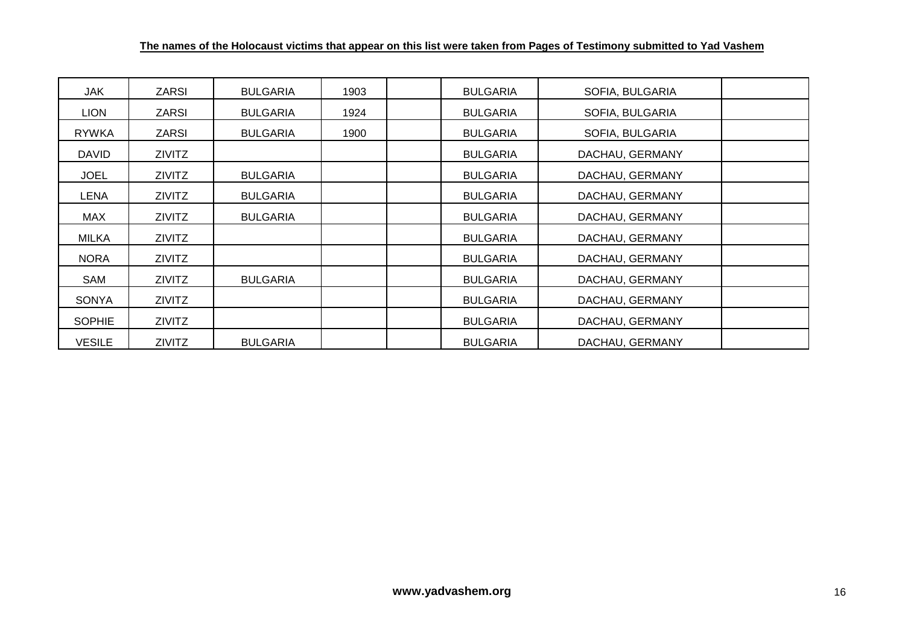**The names of the Holocaust victims that appear on this list were taken from Pages of Testimony submitted to Yad Vashem**

| | | | | | | | |
|---|---|---|---|---|---|---|---|
| JAK | ZARSI | BULGARIA | 1903 | | BULGARIA | SOFIA, BULGARIA | |
| LION | ZARSI | BULGARIA | 1924 | | BULGARIA | SOFIA, BULGARIA | |
| RYWKA | ZARSI | BULGARIA | 1900 | | BULGARIA | SOFIA, BULGARIA | |
| DAVID | ZIVITZ | | | | BULGARIA | DACHAU, GERMANY | |
| JOEL | ZIVITZ | BULGARIA | | | BULGARIA | DACHAU, GERMANY | |
| LENA | ZIVITZ | BULGARIA | | | BULGARIA | DACHAU, GERMANY | |
| MAX | ZIVITZ | BULGARIA | | | BULGARIA | DACHAU, GERMANY | |
| MILKA | ZIVITZ | | | | BULGARIA | DACHAU, GERMANY | |
| NORA | ZIVITZ | | | | BULGARIA | DACHAU, GERMANY | |
| SAM | ZIVITZ | BULGARIA | | | BULGARIA | DACHAU, GERMANY | |
| SONYA | ZIVITZ | | | | BULGARIA | DACHAU, GERMANY | |
| SOPHIE | ZIVITZ | | | | BULGARIA | DACHAU, GERMANY | |
| VESILE | ZIVITZ | BULGARIA | | | BULGARIA | DACHAU, GERMANY | |

**www.yadvashem.org**